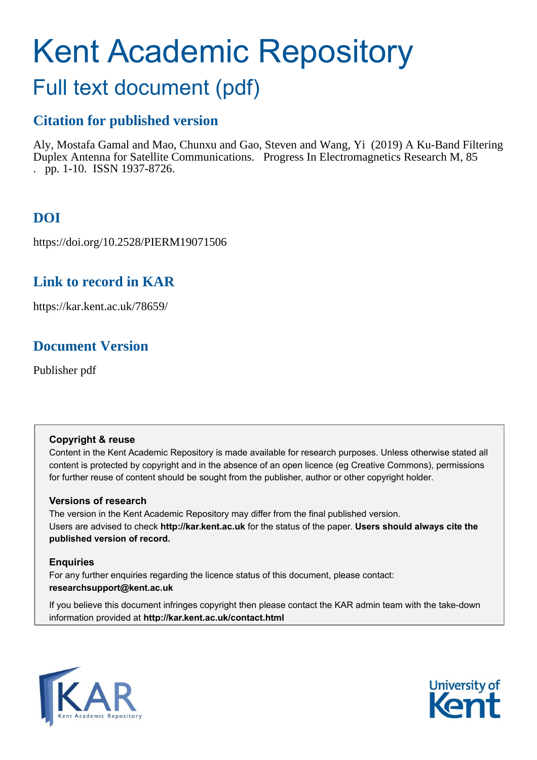# Kent Academic Repository

## Full text document (pdf)

### Citation for published version

Aly, Mostafa Gamal and Mao, Chunxu and Gao, Steven and Wang, Yi (2019) A Ku-Band Filtering Duplex Antenna for Satellite Communications. Progress In Electromagnetics Research M, 85 . pp. 1-10. ISSN 1937-8726.

### DOI

https://doi.org/10.2528/PIERM19071506

### Link to record in KAR

https://kar.kent.ac.uk/78659/

### Document Version

Publisher pdf

**Copyright & reuse**

Content in the Kent Academic Repository is made available for research purposes. Unless otherwise stated all content is protected by copyright and in the absence of an open licence (eg Creative Commons), permissions for further reuse of content should be sought from the publisher, author or other copyright holder.

**Versions of research**

The version in the Kent Academic Repository may differ from the final published version. Users are advised to check **http://kar.kent.ac.uk** for the status of the paper. **Users should always cite the published version of record.**

**Enquiries**

For any further enquiries regarding the licence status of this document, please contact: **researchsupport@kent.ac.uk**

If you believe this document infringes copyright then please contact the KAR admin team with the take-down information provided at **http://kar.kent.ac.uk/contact.html**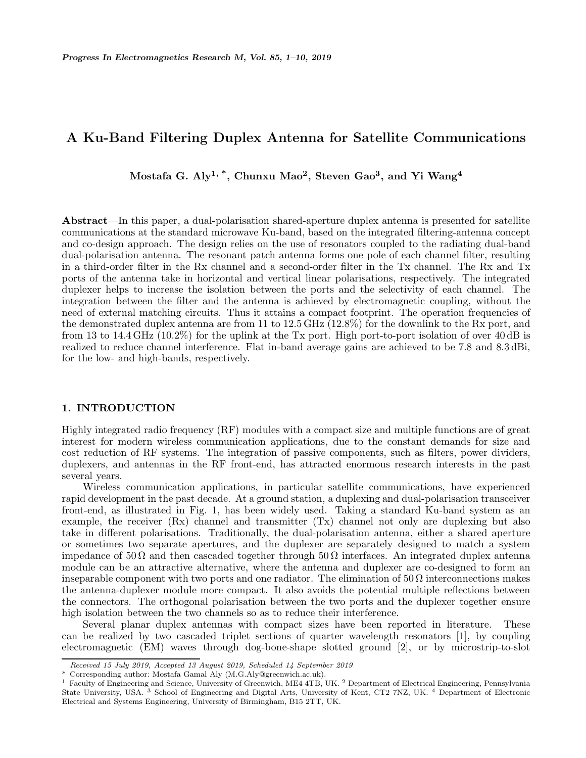# A Ku-Band Filtering Duplex Antenna for Satellite Communications

**Mostafa G. Aly[1, *], Chunxu Mao[2], Steven Gao[3], and Yi Wang[4]**

**Abstract**—In this paper, a dual-polarisation shared-aperture duplex antenna is presented for satellite communications at the standard microwave Ku-band, based on the integrated filtering-antenna concept and co-design approach. The design relies on the use of resonators coupled to the radiating dual-band dual-polarisation antenna. The resonant patch antenna forms one pole of each channel filter, resulting in a third-order filter in the Rx channel and a second-order filter in the Tx channel. The Rx and Tx ports of the antenna take in horizontal and vertical linear polarisations, respectively. The integrated duplexer helps to increase the isolation between the ports and the selectivity of each channel. The integration between the filter and the antenna is achieved by electromagnetic coupling, without the need of external matching circuits. Thus it attains a compact footprint. The operation frequencies of the demonstrated duplex antenna are from 11 to 12.5 GHz (12.8%) for the downlink to the Rx port, and from 13 to 14.4 GHz (10.2%) for the uplink at the Tx port. High port-to-port isolation of over 40 dB is realized to reduce channel interference. Flat in-band average gains are achieved to be 7.8 and 8.3 dBi, for the low- and high-bands, respectively.

## 1. INTRODUCTION

Highly integrated radio frequency (RF) modules with a compact size and multiple functions are of great interest for modern wireless communication applications, due to the constant demands for size and cost reduction of RF systems. The integration of passive components, such as filters, power dividers, duplexers, and antennas in the RF front-end, has attracted enormous research interests in the past several years.

Wireless communication applications, in particular satellite communications, have experienced rapid development in the past decade. At a ground station, a duplexing and dual-polarisation transceiver front-end, as illustrated in Fig. 1, has been widely used. Taking a standard Ku-band system as an example, the receiver (Rx) channel and transmitter (Tx) channel not only are duplexing but also take in different polarisations. Traditionally, the dual-polarisation antenna, either a shared aperture or sometimes two separate apertures, and the duplexer are separately designed to match a system impedance of 50 Ω and then cascaded together through 50 Ω interfaces. An integrated duplex antenna module can be an attractive alternative, where the antenna and duplexer are co-designed to form an inseparable component with two ports and one radiator. The elimination of 50 Ω interconnections makes the antenna-duplexer module more compact. It also avoids the potential multiple reflections between the connectors. The orthogonal polarisation between the two ports and the duplexer together ensure high isolation between the two channels so as to reduce their interference.

Several planar duplex antennas with compact sizes have been reported in literature. These can be realized by two cascaded triplet sections of quarter wavelength resonators [1], by coupling electromagnetic (EM) waves through dog-bone-shape slotted ground [2], or by microstrip-to-slot

---

*Received 15 July 2019, Accepted 13 August 2019, Scheduled 14 September 2019*

\* Corresponding author: Mostafa Gamal Aly (M.G.Aly@greenwich.ac.uk).

[1] Faculty of Engineering and Science, University of Greenwich, ME4 4TB, UK. [2] Department of Electrical Engineering, Pennsylvania State University, USA. [3] School of Engineering and Digital Arts, University of Kent, CT2 7NZ, UK. [4] Department of Electronic Electrical and Systems Engineering, University of Birmingham, B15 2TT, UK.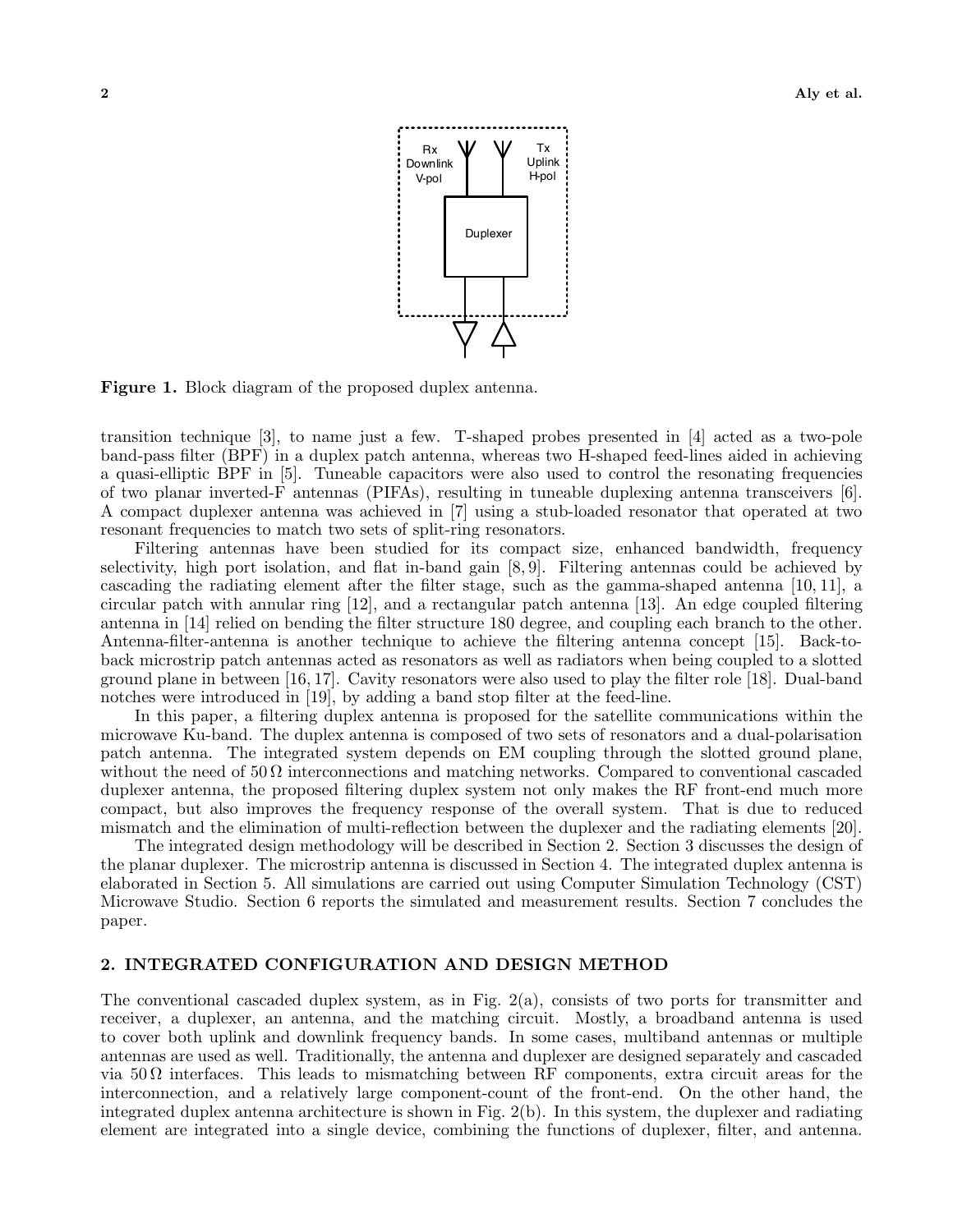**Figure 1.** Block diagram of the proposed duplex antenna.

transition technique [3], to name just a few. T-shaped probes presented in [4] acted as a two-pole band-pass filter (BPF) in a duplex patch antenna, whereas two H-shaped feed-lines aided in achieving a quasi-elliptic BPF in [5]. Tuneable capacitors were also used to control the resonating frequencies of two planar inverted-F antennas (PIFAs), resulting in tuneable duplexing antenna transceivers [6]. A compact duplexer antenna was achieved in [7] using a stub-loaded resonator that operated at two resonant frequencies to match two sets of split-ring resonators.

Filtering antennas have been studied for its compact size, enhanced bandwidth, frequency selectivity, high port isolation, and flat in-band gain [8, 9]. Filtering antennas could be achieved by cascading the radiating element after the filter stage, such as the gamma-shaped antenna [10, 11], a circular patch with annular ring [12], and a rectangular patch antenna [13]. An edge coupled filtering antenna in [14] relied on bending the filter structure 180 degree, and coupling each branch to the other. Antenna-filter-antenna is another technique to achieve the filtering antenna concept [15]. Back-to-back microstrip patch antennas acted as resonators as well as radiators when being coupled to a slotted ground plane in between [16, 17]. Cavity resonators were also used to play the filter role [18]. Dual-band notches were introduced in [19], by adding a band stop filter at the feed-line.

In this paper, a filtering duplex antenna is proposed for the satellite communications within the microwave Ku-band. The duplex antenna is composed of two sets of resonators and a dual-polarisation patch antenna. The integrated system depends on EM coupling through the slotted ground plane, without the need of $50\,\Omega$ interconnections and matching networks. Compared to conventional cascaded duplexer antenna, the proposed filtering duplex system not only makes the RF front-end much more compact, but also improves the frequency response of the overall system. That is due to reduced mismatch and the elimination of multi-reflection between the duplexer and the radiating elements [20].

The integrated design methodology will be described in Section 2. Section 3 discusses the design of the planar duplexer. The microstrip antenna is discussed in Section 4. The integrated duplex antenna is elaborated in Section 5. All simulations are carried out using Computer Simulation Technology (CST) Microwave Studio. Section 6 reports the simulated and measurement results. Section 7 concludes the paper.

## 2. INTEGRATED CONFIGURATION AND DESIGN METHOD

The conventional cascaded duplex system, as in Fig. 2(a), consists of two ports for transmitter and receiver, a duplexer, an antenna, and the matching circuit. Mostly, a broadband antenna is used to cover both uplink and downlink frequency bands. In some cases, multiband antennas or multiple antennas are used as well. Traditionally, the antenna and duplexer are designed separately and cascaded via $50\,\Omega$ interfaces. This leads to mismatching between RF components, extra circuit areas for the interconnection, and a relatively large component-count of the front-end. On the other hand, the integrated duplex antenna architecture is shown in Fig. 2(b). In this system, the duplexer and radiating element are integrated into a single device, combining the functions of duplexer, filter, and antenna.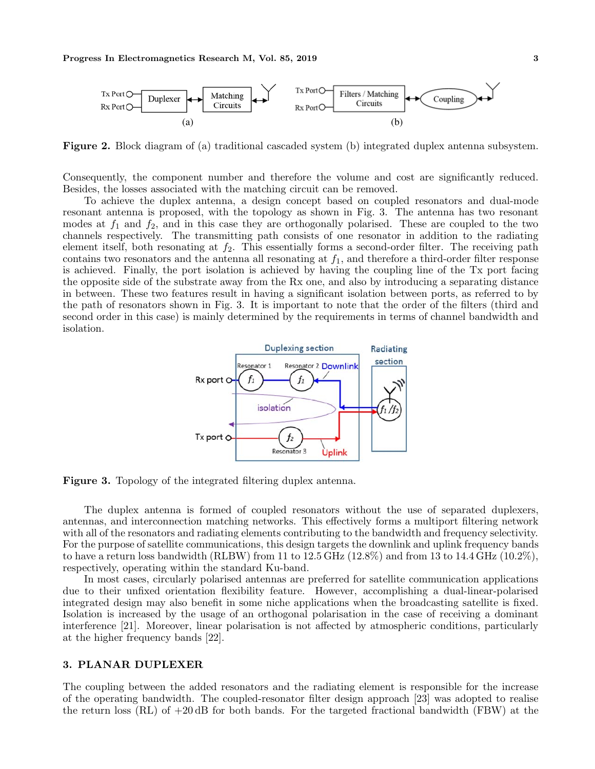**Figure 2.** Block diagram of (a) traditional cascaded system (b) integrated duplex antenna subsystem.

Consequently, the component number and therefore the volume and cost are significantly reduced. Besides, the losses associated with the matching circuit can be removed.

To achieve the duplex antenna, a design concept based on coupled resonators and dual-mode resonant antenna is proposed, with the topology as shown in Fig. 3. The antenna has two resonant modes at $f_1$ and $f_2$, and in this case they are orthogonally polarised. These are coupled to the two channels respectively. The transmitting path consists of one resonator in addition to the radiating element itself, both resonating at $f_2$. This essentially forms a second-order filter. The receiving path contains two resonators and the antenna all resonating at $f_1$, and therefore a third-order filter response is achieved. Finally, the port isolation is achieved by having the coupling line of the Tx port facing the opposite side of the substrate away from the Rx one, and also by introducing a separating distance in between. These two features result in having a significant isolation between ports, as referred to by the path of resonators shown in Fig. 3. It is important to note that the order of the filters (third and second order in this case) is mainly determined by the requirements in terms of channel bandwidth and isolation.

**Figure 3.** Topology of the integrated filtering duplex antenna.

The duplex antenna is formed of coupled resonators without the use of separated duplexers, antennas, and interconnection matching networks. This effectively forms a multiport filtering network with all of the resonators and radiating elements contributing to the bandwidth and frequency selectivity. For the purpose of satellite communications, this design targets the downlink and uplink frequency bands to have a return loss bandwidth (RLBW) from 11 to 12.5 GHz (12.8%) and from 13 to 14.4 GHz (10.2%), respectively, operating within the standard Ku-band.

In most cases, circularly polarised antennas are preferred for satellite communication applications due to their unfixed orientation flexibility feature. However, accomplishing a dual-linear-polarised integrated design may also benefit in some niche applications when the broadcasting satellite is fixed. Isolation is increased by the usage of an orthogonal polarisation in the case of receiving a dominant interference [21]. Moreover, linear polarisation is not affected by atmospheric conditions, particularly at the higher frequency bands [22].

## 3. PLANAR DUPLEXER

The coupling between the added resonators and the radiating element is responsible for the increase of the operating bandwidth. The coupled-resonator filter design approach [23] was adopted to realise the return loss (RL) of +20 dB for both bands. For the targeted fractional bandwidth (FBW) at the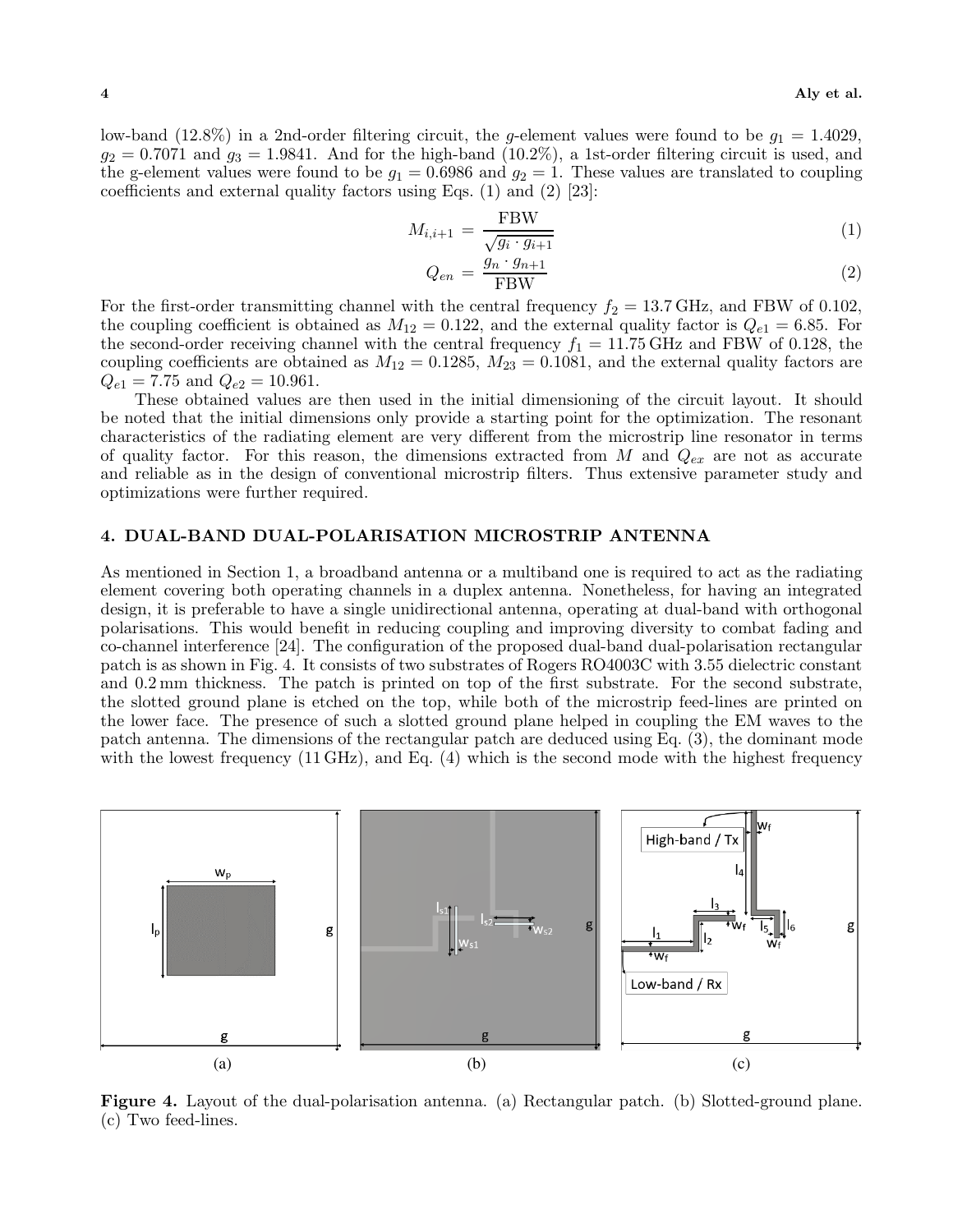low-band (12.8%) in a 2nd-order filtering circuit, the $g$-element values were found to be $g_1 = 1.4029$, $g_2 = 0.7071$ and $g_3 = 1.9841$. And for the high-band (10.2%), a 1st-order filtering circuit is used, and the g-element values were found to be $g_1 = 0.6986$ and $g_2 = 1$. These values are translated to coupling coefficients and external quality factors using Eqs. (1) and (2) [23]:

$$M_{i,i+1} = \frac{\text{FBW}}{\sqrt{g_i \cdot g_{i+1}}} \tag{1}$$

$$Q_{en} = \frac{g_n \cdot g_{n+1}}{\text{FBW}} \tag{2}$$

For the first-order transmitting channel with the central frequency $f_2 = 13.7\,\text{GHz}$, and FBW of 0.102, the coupling coefficient is obtained as $M_{12} = 0.122$, and the external quality factor is $Q_{e1} = 6.85$. For the second-order receiving channel with the central frequency $f_1 = 11.75\,\text{GHz}$ and FBW of 0.128, the coupling coefficients are obtained as $M_{12} = 0.1285$, $M_{23} = 0.1081$, and the external quality factors are $Q_{e1} = 7.75$ and $Q_{e2} = 10.961$.

These obtained values are then used in the initial dimensioning of the circuit layout. It should be noted that the initial dimensions only provide a starting point for the optimization. The resonant characteristics of the radiating element are very different from the microstrip line resonator in terms of quality factor. For this reason, the dimensions extracted from $M$ and $Q_{ex}$ are not as accurate and reliable as in the design of conventional microstrip filters. Thus extensive parameter study and optimizations were further required.

## 4. DUAL-BAND DUAL-POLARISATION MICROSTRIP ANTENNA

As mentioned in Section 1, a broadband antenna or a multiband one is required to act as the radiating element covering both operating channels in a duplex antenna. Nonetheless, for having an integrated design, it is preferable to have a single unidirectional antenna, operating at dual-band with orthogonal polarisations. This would benefit in reducing coupling and improving diversity to combat fading and co-channel interference [24]. The configuration of the proposed dual-band dual-polarisation rectangular patch is as shown in Fig. 4. It consists of two substrates of Rogers RO4003C with 3.55 dielectric constant and 0.2 mm thickness. The patch is printed on top of the first substrate. For the second substrate, the slotted ground plane is etched on the top, while both of the microstrip feed-lines are printed on the lower face. The presence of such a slotted ground plane helped in coupling the EM waves to the patch antenna. The dimensions of the rectangular patch are deduced using Eq. (3), the dominant mode with the lowest frequency (11 GHz), and Eq. (4) which is the second mode with the highest frequency

**Figure 4.** Layout of the dual-polarisation antenna. (a) Rectangular patch. (b) Slotted-ground plane. (c) Two feed-lines.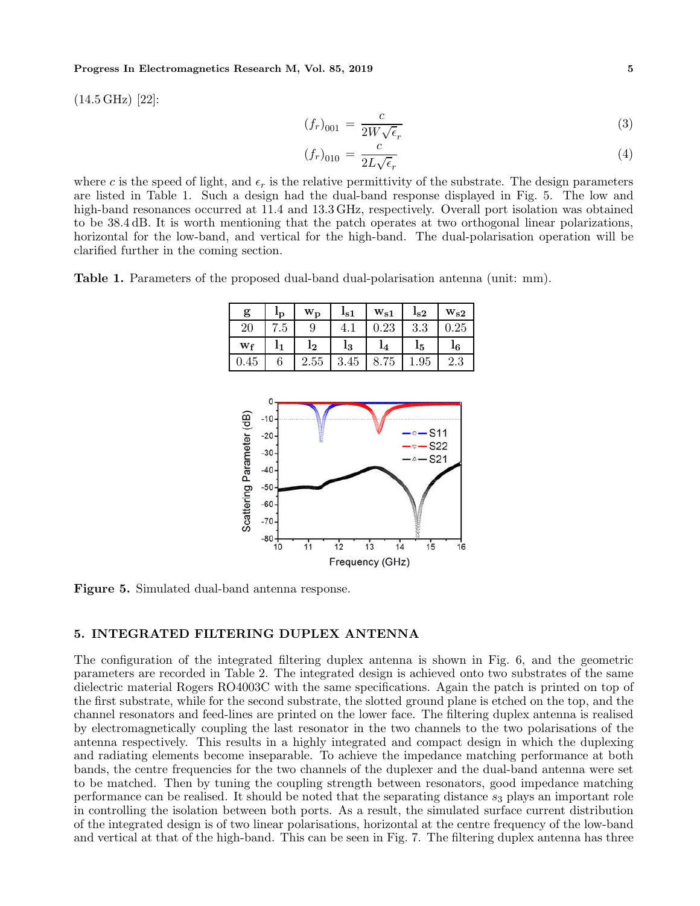(14.5 GHz) [22]:

$$(f_r)_{001} = \frac{c}{2W\sqrt{\epsilon_r}} \tag{3}$$

$$(f_r)_{010} = \frac{c}{2L\sqrt{\epsilon_r}} \tag{4}$$

where $c$ is the speed of light, and $\epsilon_r$ is the relative permittivity of the substrate. The design parameters are listed in Table 1. Such a design had the dual-band response displayed in Fig. 5. The low and high-band resonances occurred at 11.4 and 13.3 GHz, respectively. Overall port isolation was obtained to be 38.4 dB. It is worth mentioning that the patch operates at two orthogonal linear polarizations, horizontal for the low-band, and vertical for the high-band. The dual-polarisation operation will be clarified further in the coming section.

**Table 1.** Parameters of the proposed dual-band dual-polarisation antenna (unit: mm).

| $g$ | $l_p$ | $w_p$ | $l_{s1}$ | $w_{s1}$ | $l_{s2}$ | $w_{s2}$ |
|---|---|---|---|---|---|---|
| 20 | 7.5 | 9 | 4.1 | 0.23 | 3.3 | 0.25 |
| $w_f$ | $l_1$ | $l_2$ | $l_3$ | $l_4$ | $l_5$ | $l_6$ |
| 0.45 | 6 | 2.55 | 3.45 | 8.75 | 1.95 | 2.3 |

**Figure 5.** Simulated dual-band antenna response.

## 5. INTEGRATED FILTERING DUPLEX ANTENNA

The configuration of the integrated filtering duplex antenna is shown in Fig. 6, and the geometric parameters are recorded in Table 2. The integrated design is achieved onto two substrates of the same dielectric material Rogers RO4003C with the same specifications. Again the patch is printed on top of the first substrate, while for the second substrate, the slotted ground plane is etched on the top, and the channel resonators and feed-lines are printed on the lower face. The filtering duplex antenna is realised by electromagnetically coupling the last resonator in the two channels to the two polarisations of the antenna respectively. This results in a highly integrated and compact design in which the duplexing and radiating elements become inseparable. To achieve the impedance matching performance at both bands, the centre frequencies for the two channels of the duplexer and the dual-band antenna were set to be matched. Then by tuning the coupling strength between resonators, good impedance matching performance can be realised. It should be noted that the separating distance $s_3$ plays an important role in controlling the isolation between both ports. As a result, the simulated surface current distribution of the integrated design is of two linear polarisations, horizontal at the centre frequency of the low-band and vertical at that of the high-band. This can be seen in Fig. 7. The filtering duplex antenna has three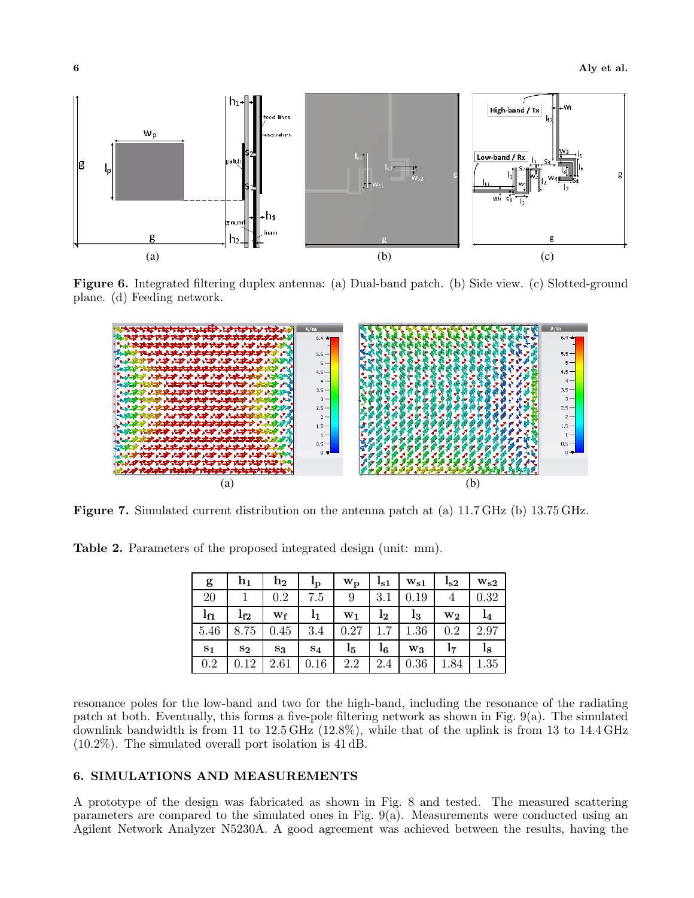**Figure 6.** Integrated filtering duplex antenna: (a) Dual-band patch. (b) Side view. (c) Slotted-ground plane. (d) Feeding network.

**Figure 7.** Simulated current distribution on the antenna patch at (a) 11.7 GHz (b) 13.75 GHz.

**Table 2.** Parameters of the proposed integrated design (unit: mm).

| $\mathbf{g}$ | $\mathbf{h_1}$ | $\mathbf{h_2}$ | $\mathbf{l_p}$ | $\mathbf{w_p}$ | $\mathbf{l_{s1}}$ | $\mathbf{w_{s1}}$ | $\mathbf{l_{s2}}$ | $\mathbf{w_{s2}}$ |
|---|---|---|---|---|---|---|---|---|
| 20 | 1 | 0.2 | 7.5 | 9 | 3.1 | 0.19 | 4 | 0.32 |
| $\mathbf{l_{f1}}$ | $\mathbf{l_{f2}}$ | $\mathbf{w_f}$ | $\mathbf{l_1}$ | $\mathbf{w_1}$ | $\mathbf{l_2}$ | $\mathbf{l_3}$ | $\mathbf{w_2}$ | $\mathbf{l_4}$ |
| 5.46 | 8.75 | 0.45 | 3.4 | 0.27 | 1.7 | 1.36 | 0.2 | 2.97 |
| $\mathbf{s_1}$ | $\mathbf{s_2}$ | $\mathbf{s_3}$ | $\mathbf{s_4}$ | $\mathbf{l_5}$ | $\mathbf{l_6}$ | $\mathbf{w_3}$ | $\mathbf{l_7}$ | $\mathbf{l_8}$ |
| 0.2 | 0.12 | 2.61 | 0.16 | 2.2 | 2.4 | 0.36 | 1.84 | 1.35 |

resonance poles for the low-band and two for the high-band, including the resonance of the radiating patch at both. Eventually, this forms a five-pole filtering network as shown in Fig. 9(a). The simulated downlink bandwidth is from 11 to 12.5 GHz (12.8%), while that of the uplink is from 13 to 14.4 GHz (10.2%). The simulated overall port isolation is 41 dB.

## 6. SIMULATIONS AND MEASUREMENTS

A prototype of the design was fabricated as shown in Fig. 8 and tested. The measured scattering parameters are compared to the simulated ones in Fig. 9(a). Measurements were conducted using an Agilent Network Analyzer N5230A. A good agreement was achieved between the results, having the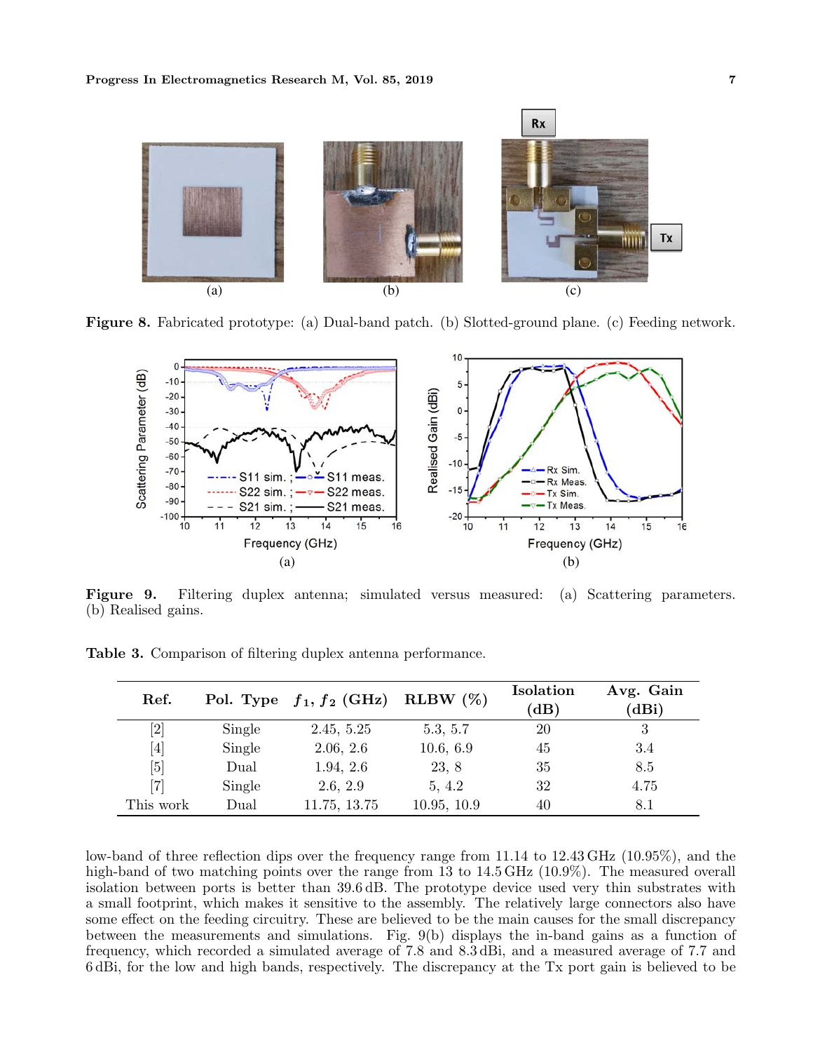**Figure 8.** Fabricated prototype: (a) Dual-band patch. (b) Slotted-ground plane. (c) Feeding network.

**Figure 9.** Filtering duplex antenna; simulated versus measured: (a) Scattering parameters. (b) Realised gains.

**Table 3.** Comparison of filtering duplex antenna performance.

| Ref. | Pol. Type | $f_1$, $f_2$ (GHz) | RLBW (%) | Isolation (dB) | Avg. Gain (dBi) |
|---|---|---|---|---|---|
| [2] | Single | 2.45, 5.25 | 5.3, 5.7 | 20 | 3 |
| [4] | Single | 2.06, 2.6 | 10.6, 6.9 | 45 | 3.4 |
| [5] | Dual | 1.94, 2.6 | 23, 8 | 35 | 8.5 |
| [7] | Single | 2.6, 2.9 | 5, 4.2 | 32 | 4.75 |
| This work | Dual | 11.75, 13.75 | 10.95, 10.9 | 40 | 8.1 |

low-band of three reflection dips over the frequency range from 11.14 to 12.43 GHz (10.95%), and the high-band of two matching points over the range from 13 to 14.5 GHz (10.9%). The measured overall isolation between ports is better than 39.6 dB. The prototype device used very thin substrates with a small footprint, which makes it sensitive to the assembly. The relatively large connectors also have some effect on the feeding circuitry. These are believed to be the main causes for the small discrepancy between the measurements and simulations. Fig. 9(b) displays the in-band gains as a function of frequency, which recorded a simulated average of 7.8 and 8.3 dBi, and a measured average of 7.7 and 6 dBi, for the low and high bands, respectively. The discrepancy at the Tx port gain is believed to be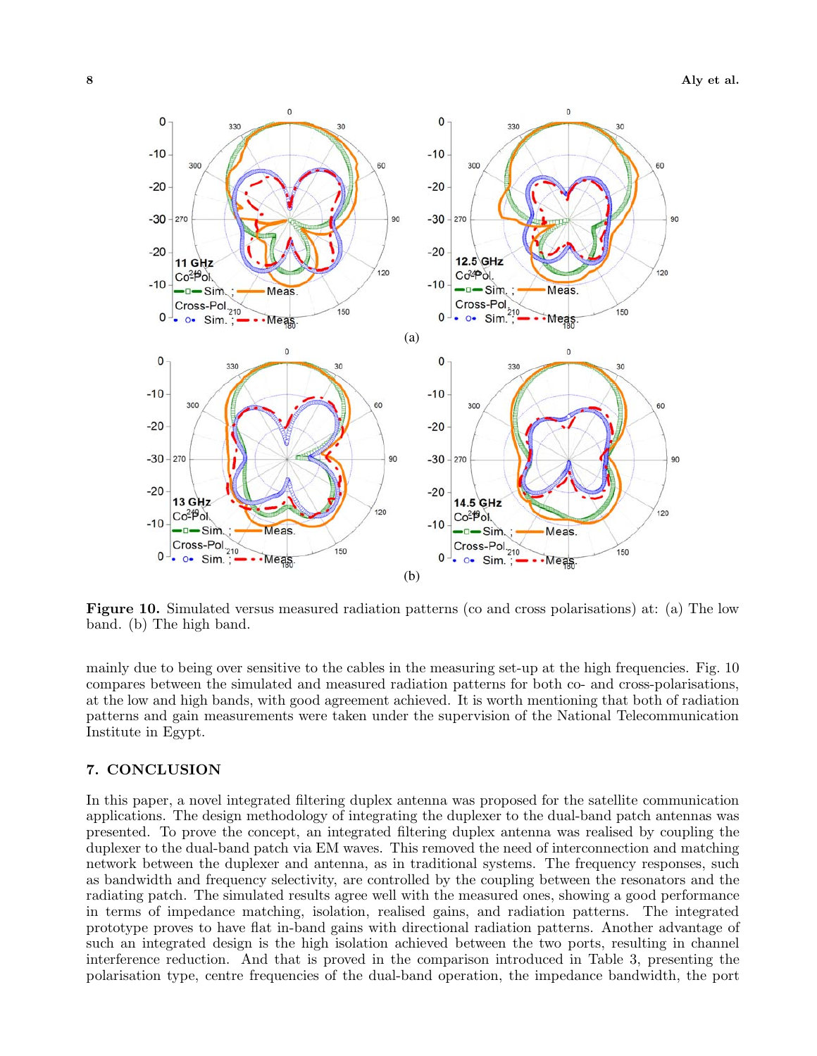Figure 10. Simulated versus measured radiation patterns (co and cross polarisations) at: (a) The low band. (b) The high band.

mainly due to being over sensitive to the cables in the measuring set-up at the high frequencies. Fig. 10 compares between the simulated and measured radiation patterns for both co- and cross-polarisations, at the low and high bands, with good agreement achieved. It is worth mentioning that both of radiation patterns and gain measurements were taken under the supervision of the National Telecommunication Institute in Egypt.

## 7. CONCLUSION

In this paper, a novel integrated filtering duplex antenna was proposed for the satellite communication applications. The design methodology of integrating the duplexer to the dual-band patch antennas was presented. To prove the concept, an integrated filtering duplex antenna was realised by coupling the duplexer to the dual-band patch via EM waves. This removed the need of interconnection and matching network between the duplexer and antenna, as in traditional systems. The frequency responses, such as bandwidth and frequency selectivity, are controlled by the coupling between the resonators and the radiating patch. The simulated results agree well with the measured ones, showing a good performance in terms of impedance matching, isolation, realised gains, and radiation patterns. The integrated prototype proves to have flat in-band gains with directional radiation patterns. Another advantage of such an integrated design is the high isolation achieved between the two ports, resulting in channel interference reduction. And that is proved in the comparison introduced in Table 3, presenting the polarisation type, centre frequencies of the dual-band operation, the impedance bandwidth, the port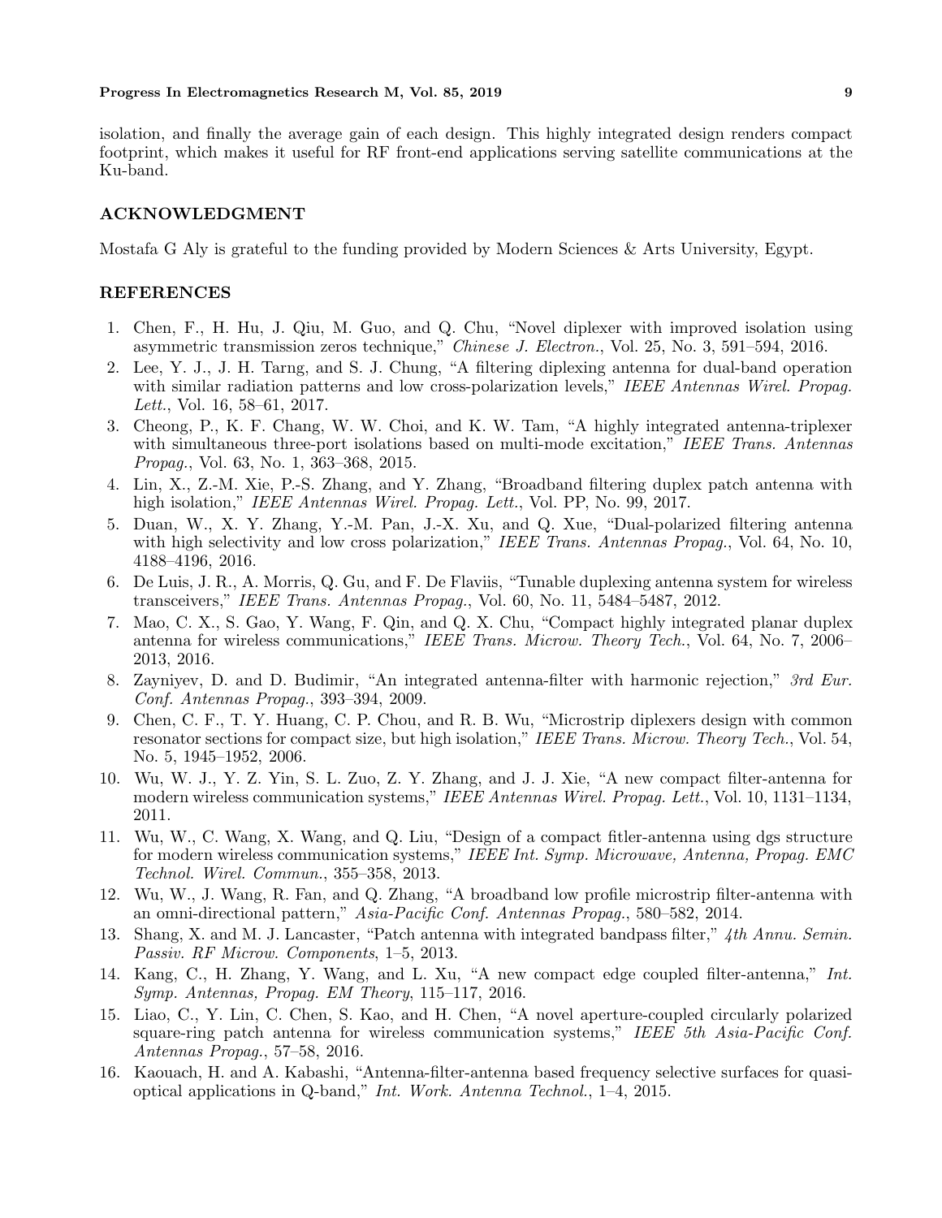isolation, and finally the average gain of each design. This highly integrated design renders compact footprint, which makes it useful for RF front-end applications serving satellite communications at the Ku-band.

## ACKNOWLEDGMENT

Mostafa G Aly is grateful to the funding provided by Modern Sciences & Arts University, Egypt.

## REFERENCES

1. Chen, F., H. Hu, J. Qiu, M. Guo, and Q. Chu, "Novel diplexer with improved isolation using asymmetric transmission zeros technique," *Chinese J. Electron.*, Vol. 25, No. 3, 591–594, 2016.
2. Lee, Y. J., J. H. Tarng, and S. J. Chung, "A filtering diplexing antenna for dual-band operation with similar radiation patterns and low cross-polarization levels," *IEEE Antennas Wirel. Propag. Lett.*, Vol. 16, 58–61, 2017.
3. Cheong, P., K. F. Chang, W. W. Choi, and K. W. Tam, "A highly integrated antenna-triplexer with simultaneous three-port isolations based on multi-mode excitation," *IEEE Trans. Antennas Propag.*, Vol. 63, No. 1, 363–368, 2015.
4. Lin, X., Z.-M. Xie, P.-S. Zhang, and Y. Zhang, "Broadband filtering duplex patch antenna with high isolation," *IEEE Antennas Wirel. Propag. Lett.*, Vol. PP, No. 99, 2017.
5. Duan, W., X. Y. Zhang, Y.-M. Pan, J.-X. Xu, and Q. Xue, "Dual-polarized filtering antenna with high selectivity and low cross polarization," *IEEE Trans. Antennas Propag.*, Vol. 64, No. 10, 4188–4196, 2016.
6. De Luis, J. R., A. Morris, Q. Gu, and F. De Flaviis, "Tunable duplexing antenna system for wireless transceivers," *IEEE Trans. Antennas Propag.*, Vol. 60, No. 11, 5484–5487, 2012.
7. Mao, C. X., S. Gao, Y. Wang, F. Qin, and Q. X. Chu, "Compact highly integrated planar duplex antenna for wireless communications," *IEEE Trans. Microw. Theory Tech.*, Vol. 64, No. 7, 2006–2013, 2016.
8. Zayniyev, D. and D. Budimir, "An integrated antenna-filter with harmonic rejection," *3rd Eur. Conf. Antennas Propag.*, 393–394, 2009.
9. Chen, C. F., T. Y. Huang, C. P. Chou, and R. B. Wu, "Microstrip diplexers design with common resonator sections for compact size, but high isolation," *IEEE Trans. Microw. Theory Tech.*, Vol. 54, No. 5, 1945–1952, 2006.
10. Wu, W. J., Y. Z. Yin, S. L. Zuo, Z. Y. Zhang, and J. J. Xie, "A new compact filter-antenna for modern wireless communication systems," *IEEE Antennas Wirel. Propag. Lett.*, Vol. 10, 1131–1134, 2011.
11. Wu, W., C. Wang, X. Wang, and Q. Liu, "Design of a compact fitler-antenna using dgs structure for modern wireless communication systems," *IEEE Int. Symp. Microwave, Antenna, Propag. EMC Technol. Wirel. Commun.*, 355–358, 2013.
12. Wu, W., J. Wang, R. Fan, and Q. Zhang, "A broadband low profile microstrip filter-antenna with an omni-directional pattern," *Asia-Pacific Conf. Antennas Propag.*, 580–582, 2014.
13. Shang, X. and M. J. Lancaster, "Patch antenna with integrated bandpass filter," *4th Annu. Semin. Passiv. RF Microw. Components*, 1–5, 2013.
14. Kang, C., H. Zhang, Y. Wang, and L. Xu, "A new compact edge coupled filter-antenna," *Int. Symp. Antennas, Propag. EM Theory*, 115–117, 2016.
15. Liao, C., Y. Lin, C. Chen, S. Kao, and H. Chen, "A novel aperture-coupled circularly polarized square-ring patch antenna for wireless communication systems," *IEEE 5th Asia-Pacific Conf. Antennas Propag.*, 57–58, 2016.
16. Kaouach, H. and A. Kabashi, "Antenna-filter-antenna based frequency selective surfaces for quasi-optical applications in Q-band," *Int. Work. Antenna Technol.*, 1–4, 2015.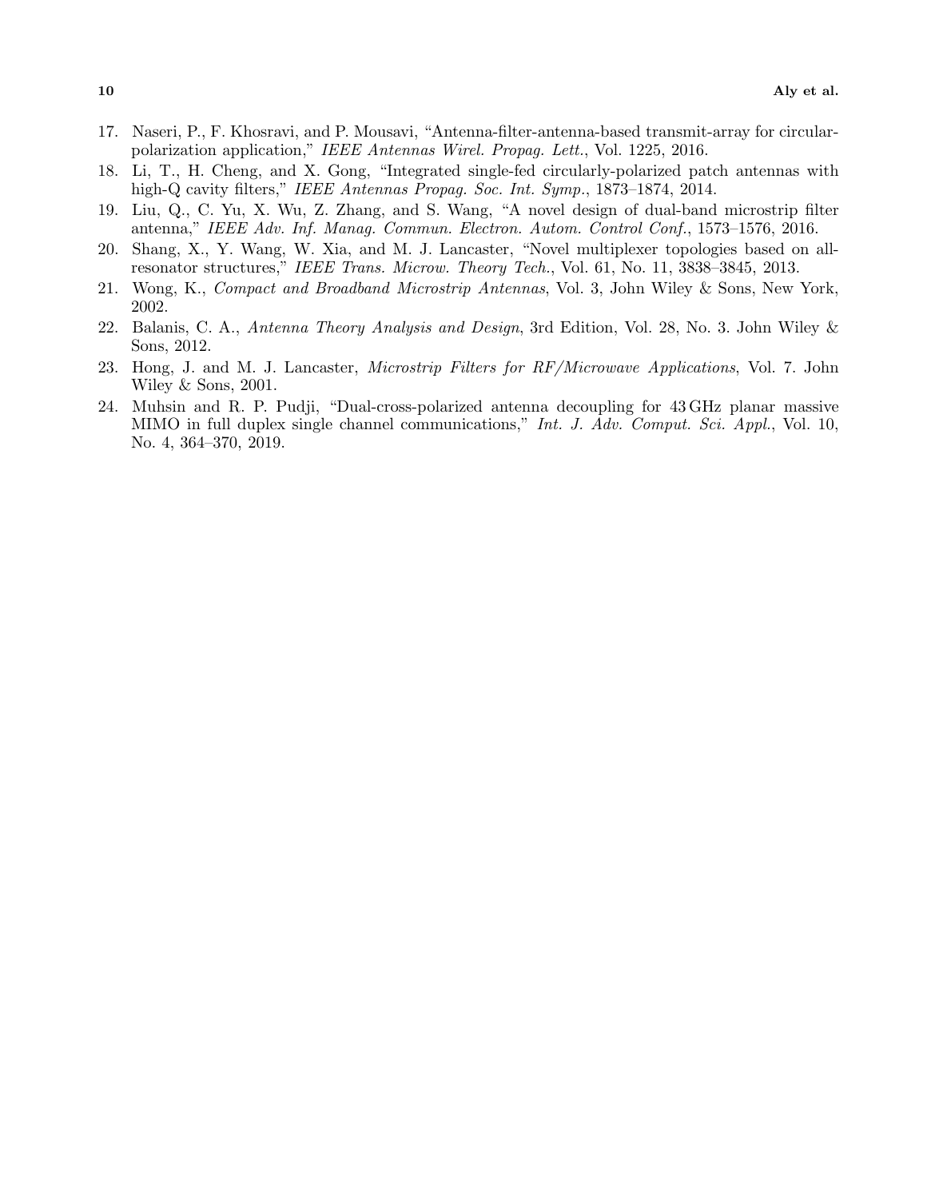17. Naseri, P., F. Khosravi, and P. Mousavi, "Antenna-filter-antenna-based transmit-array for circular-polarization application," *IEEE Antennas Wirel. Propag. Lett.*, Vol. 1225, 2016.
18. Li, T., H. Cheng, and X. Gong, "Integrated single-fed circularly-polarized patch antennas with high-Q cavity filters," *IEEE Antennas Propag. Soc. Int. Symp.*, 1873–1874, 2014.
19. Liu, Q., C. Yu, X. Wu, Z. Zhang, and S. Wang, "A novel design of dual-band microstrip filter antenna," *IEEE Adv. Inf. Manag. Commun. Electron. Autom. Control Conf.*, 1573–1576, 2016.
20. Shang, X., Y. Wang, W. Xia, and M. J. Lancaster, "Novel multiplexer topologies based on all-resonator structures," *IEEE Trans. Microw. Theory Tech.*, Vol. 61, No. 11, 3838–3845, 2013.
21. Wong, K., *Compact and Broadband Microstrip Antennas*, Vol. 3, John Wiley & Sons, New York, 2002.
22. Balanis, C. A., *Antenna Theory Analysis and Design*, 3rd Edition, Vol. 28, No. 3. John Wiley & Sons, 2012.
23. Hong, J. and M. J. Lancaster, *Microstrip Filters for RF/Microwave Applications*, Vol. 7. John Wiley & Sons, 2001.
24. Muhsin and R. P. Pudji, "Dual-cross-polarized antenna decoupling for 43 GHz planar massive MIMO in full duplex single channel communications," *Int. J. Adv. Comput. Sci. Appl.*, Vol. 10, No. 4, 364–370, 2019.